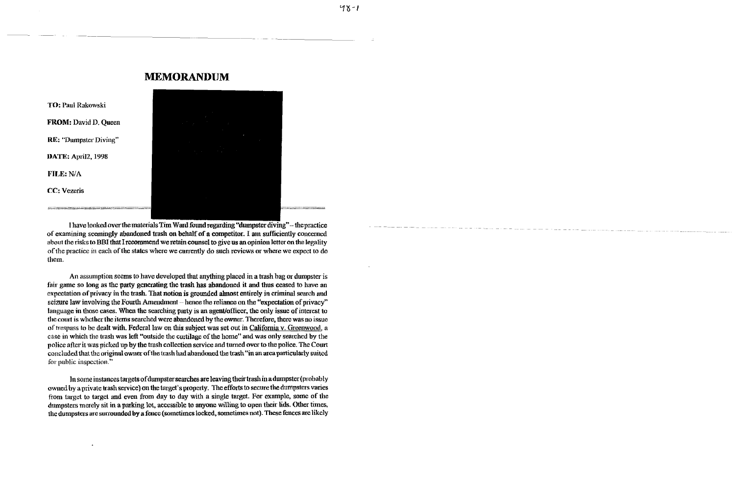# MEMORANDUM

**TO:** Paul Rakowski

**FROM:** David D. Queen

**RE:** "Dumpster Diving"

**DATE:** April2, 1998

**FILE:** N/A

**CC:** Vezeris

I have looked over the materials Tim Ward found regarding "dumpster diving" – the practice of examining seemingly abandoned trash on behalf of a competitor. I am sufficiently concerned about the risks to BBI that I recommend we retain counsel to give us an opinion letter on the legality of the practice in each of the states where we currently do such reviews or where we expect to do them.

An assumption seems to have developed that anything placed in a trash bag or dumpster is fair game so long as the party generating the trash has abandoned it and thus ceased to have an expectation of privacy in the trash. That notion is grounded almost entirely in criminal search and seizure law involving the Fourth Amendment – hence the reliance on the "expectation of privacy" language in those cases. When the searching party is an agent/officer, the only issue of interest to the court is whether the items searched were abandoned by the owner. Therefore, there was no issue of trespass to be dealt with. Federal law on this subject was set out in California v. Greenwood, a case in which the trash was left "outside the curtilage of the home" and was only searched by the police after it was picked up by the trash collection service and turned over to the police. The Court concluded that the original owner of the trash had abandoned the trash "in an area particularly suited for public inspection."

In some instances targets of dumpster searches are leaving their trash in a dumpster (probably owned by a private trash service) on the target's property. The efforts to secure the dumpsters varies from target to target and even from day to day with a single target. For example, some of the dumpsters merely sit in a parking lot, accessible to anyone willing to open their lids. Other times, the dumpsters are surrounded by a fence (sometimes locked, sometimes not). These fences are likely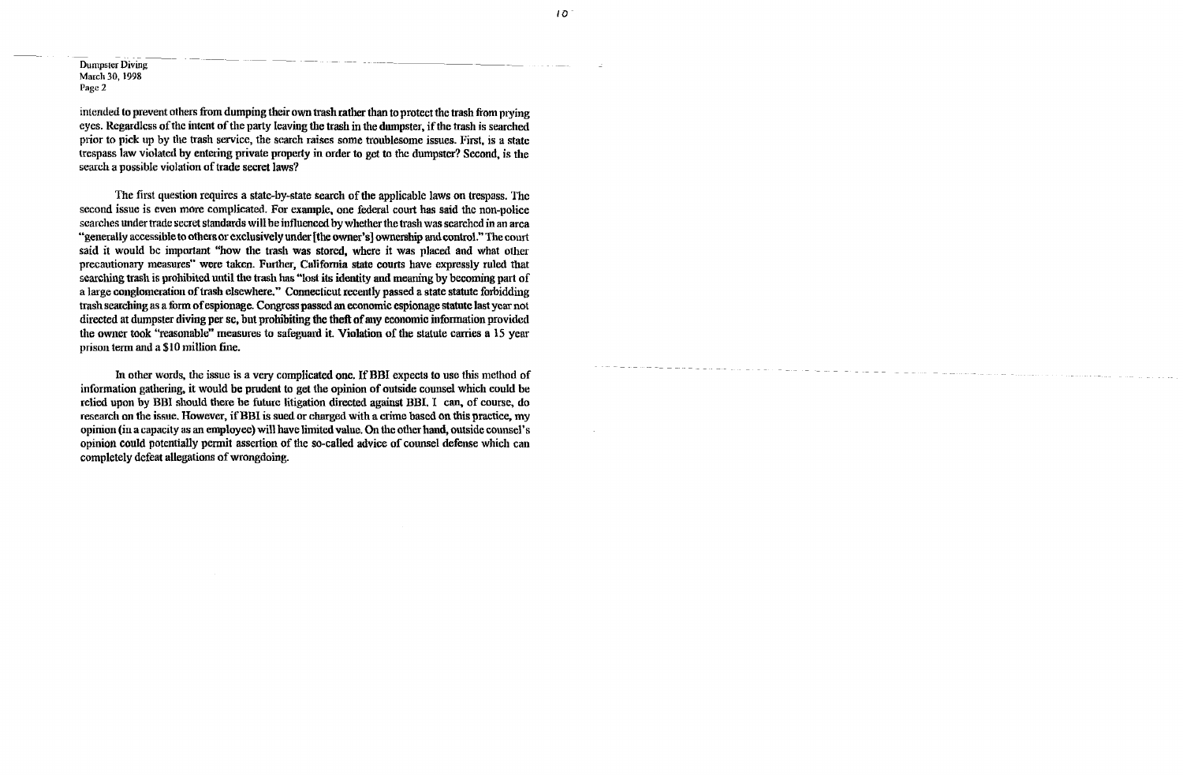intended to prevent others from dumping their own trash rather than to protect the trash from prying eyes. Regardless of the intent of the party leaving the trash in the dumpster, if the trash is searched prior to pick up by the trash service, the search raises some troublesome issues. First, is a state trespass law violated by entering private property in order to get to the dumpster? Second, is the search a possible violation of trade secret laws?

The first question requires a state-by-state search of the applicable laws on trespass. The second issue is even more complicated. For example, one federal court has said the non-police searches under trade secret standards will be influenced by whether the trash was searched in an area "generally accessible to others or exclusively under [the owner's] ownership and control." The court said it would be important "how the trash was stored, where it was placed and what other precautionary measures" were taken. Further, California state courts have expressly ruled that searching trash is prohibited until the trash has "lost its identity and meaning by becoming part of a large conglomeration of trash elsewhere." Connecticut recently passed a state statute forbidding trash searching as a form of espionage. Congress passed an economic espionage statute last year not directed at dumpster diving per se, but prohibiting the theft of any economic information provided the owner took "reasonable" measures to safeguard it. Violation of the statute carries a 15 year prison term and a $10 million fine.

In other words, the issue is a very complicated one. If BBI expects to use this method of information gathering, it would be prudent to get the opinion of outside counsel which could be relied upon by BBI should there be future litigation directed against BBI. I can, of course, do research on the issue. However, if BBI is sued or charged with a crime based on this practice, my opinion (in a capacity as an employee) will have limited value. On the other hand, outside counsel's opinion could potentially permit assertion of the so-called advice of counsel defense which can completely defeat allegations of wrongdoing.